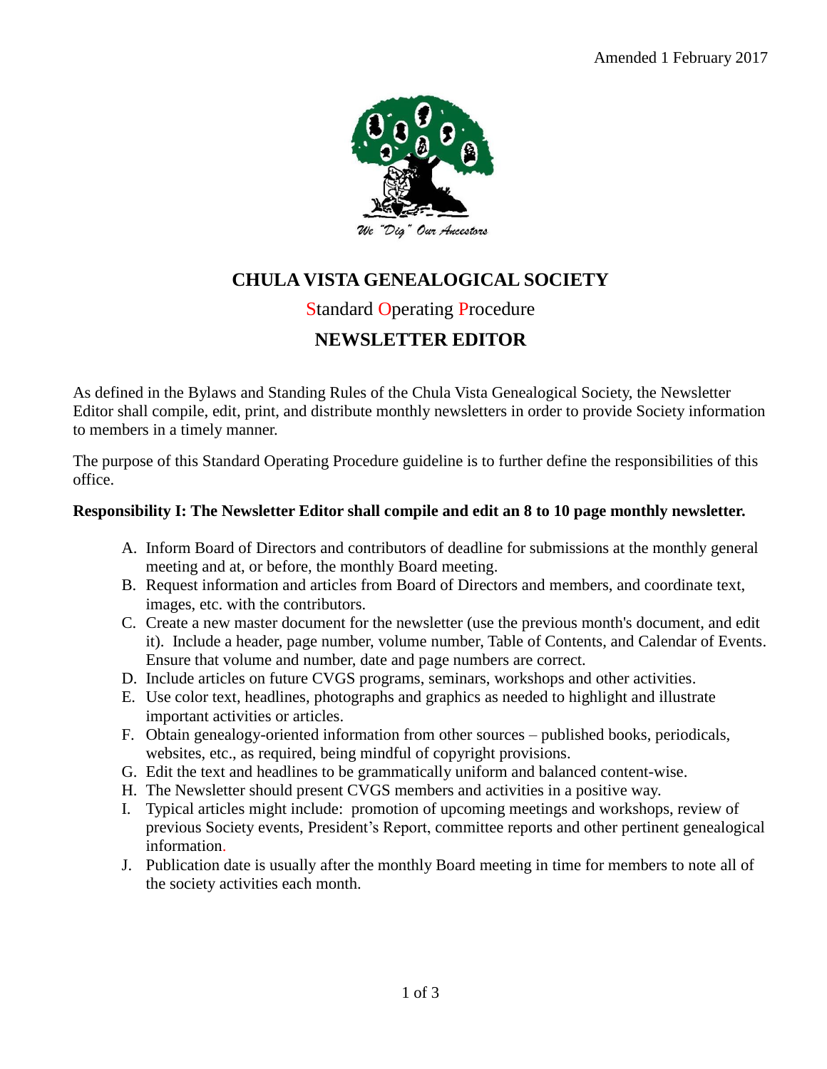Amended 1 February 2017

We "Dig" Our Ancestors

# CHULA VISTA GENEALOGICAL SOCIETY

## Standard Operating Procedure

## NEWSLETTER EDITOR

As defined in the Bylaws and Standing Rules of the Chula Vista Genealogical Society, the Newsletter Editor shall compile, edit, print, and distribute monthly newsletters in order to provide Society information to members in a timely manner.

The purpose of this Standard Operating Procedure guideline is to further define the responsibilities of this office.

**Responsibility I: The Newsletter Editor shall compile and edit an 8 to 10 page monthly newsletter.**

A. Inform Board of Directors and contributors of deadline for submissions at the monthly general meeting and at, or before, the monthly Board meeting.
B. Request information and articles from Board of Directors and members, and coordinate text, images, etc. with the contributors.
C. Create a new master document for the newsletter (use the previous month's document, and edit it). Include a header, page number, volume number, Table of Contents, and Calendar of Events. Ensure that volume and number, date and page numbers are correct.
D. Include articles on future CVGS programs, seminars, workshops and other activities.
E. Use color text, headlines, photographs and graphics as needed to highlight and illustrate important activities or articles.
F. Obtain genealogy-oriented information from other sources – published books, periodicals, websites, etc., as required, being mindful of copyright provisions.
G. Edit the text and headlines to be grammatically uniform and balanced content-wise.
H. The Newsletter should present CVGS members and activities in a positive way.
I. Typical articles might include: promotion of upcoming meetings and workshops, review of previous Society events, President's Report, committee reports and other pertinent genealogical information.
J. Publication date is usually after the monthly Board meeting in time for members to note all of the society activities each month.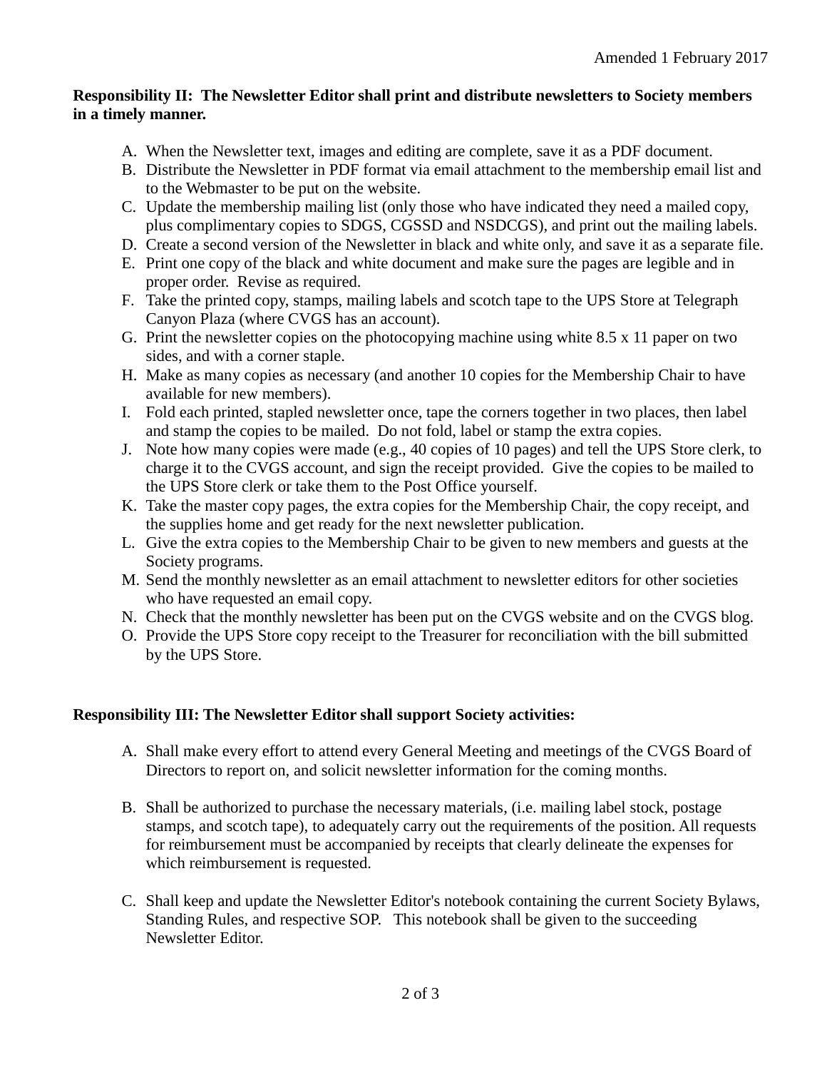Amended 1 February 2017

**Responsibility II: The Newsletter Editor shall print and distribute newsletters to Society members in a timely manner.**

A. When the Newsletter text, images and editing are complete, save it as a PDF document.
B. Distribute the Newsletter in PDF format via email attachment to the membership email list and to the Webmaster to be put on the website.
C. Update the membership mailing list (only those who have indicated they need a mailed copy, plus complimentary copies to SDGS, CGSSD and NSDCGS), and print out the mailing labels.
D. Create a second version of the Newsletter in black and white only, and save it as a separate file.
E. Print one copy of the black and white document and make sure the pages are legible and in proper order. Revise as required.
F. Take the printed copy, stamps, mailing labels and scotch tape to the UPS Store at Telegraph Canyon Plaza (where CVGS has an account).
G. Print the newsletter copies on the photocopying machine using white 8.5 x 11 paper on two sides, and with a corner staple.
H. Make as many copies as necessary (and another 10 copies for the Membership Chair to have available for new members).
I. Fold each printed, stapled newsletter once, tape the corners together in two places, then label and stamp the copies to be mailed. Do not fold, label or stamp the extra copies.
J. Note how many copies were made (e.g., 40 copies of 10 pages) and tell the UPS Store clerk, to charge it to the CVGS account, and sign the receipt provided. Give the copies to be mailed to the UPS Store clerk or take them to the Post Office yourself.
K. Take the master copy pages, the extra copies for the Membership Chair, the copy receipt, and the supplies home and get ready for the next newsletter publication.
L. Give the extra copies to the Membership Chair to be given to new members and guests at the Society programs.
M. Send the monthly newsletter as an email attachment to newsletter editors for other societies who have requested an email copy.
N. Check that the monthly newsletter has been put on the CVGS website and on the CVGS blog.
O. Provide the UPS Store copy receipt to the Treasurer for reconciliation with the bill submitted by the UPS Store.

**Responsibility III: The Newsletter Editor shall support Society activities:**

A. Shall make every effort to attend every General Meeting and meetings of the CVGS Board of Directors to report on, and solicit newsletter information for the coming months.

B. Shall be authorized to purchase the necessary materials, (i.e. mailing label stock, postage stamps, and scotch tape), to adequately carry out the requirements of the position. All requests for reimbursement must be accompanied by receipts that clearly delineate the expenses for which reimbursement is requested.

C. Shall keep and update the Newsletter Editor's notebook containing the current Society Bylaws, Standing Rules, and respective SOP. This notebook shall be given to the succeeding Newsletter Editor.